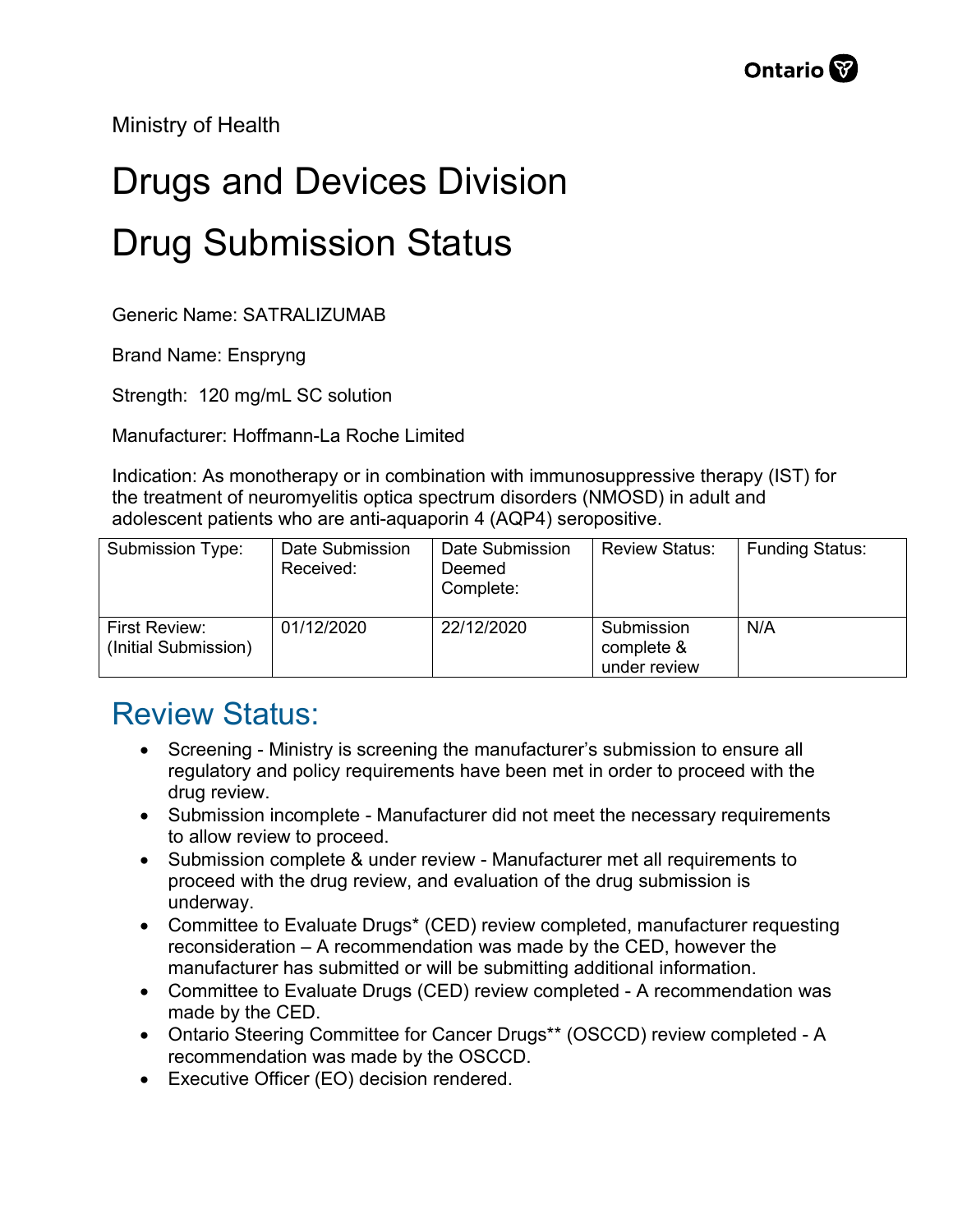Ministry of Health

# Drugs and Devices Division

# Drug Submission Status

Generic Name: SATRALIZUMAB

Brand Name: Enspryng

Strength: 120 mg/mL SC solution

Manufacturer: Hoffmann-La Roche Limited

Indication: As monotherapy or in combination with immunosuppressive therapy (IST) for the treatment of neuromyelitis optica spectrum disorders (NMOSD) in adult and adolescent patients who are anti-aquaporin 4 (AQP4) seropositive.

| Submission Type: | Date Submission Received: | Date Submission Deemed Complete: | Review Status: | Funding Status: |
|---|---|---|---|---|
| First Review: (Initial Submission) | 01/12/2020 | 22/12/2020 | Submission complete & under review | N/A |

## Review Status:

- Screening - Ministry is screening the manufacturer's submission to ensure all regulatory and policy requirements have been met in order to proceed with the drug review.
- Submission incomplete - Manufacturer did not meet the necessary requirements to allow review to proceed.
- Submission complete & under review - Manufacturer met all requirements to proceed with the drug review, and evaluation of the drug submission is underway.
- Committee to Evaluate Drugs* (CED) review completed, manufacturer requesting reconsideration – A recommendation was made by the CED, however the manufacturer has submitted or will be submitting additional information.
- Committee to Evaluate Drugs (CED) review completed - A recommendation was made by the CED.
- Ontario Steering Committee for Cancer Drugs** (OSCCD) review completed - A recommendation was made by the OSCCD.
- Executive Officer (EO) decision rendered.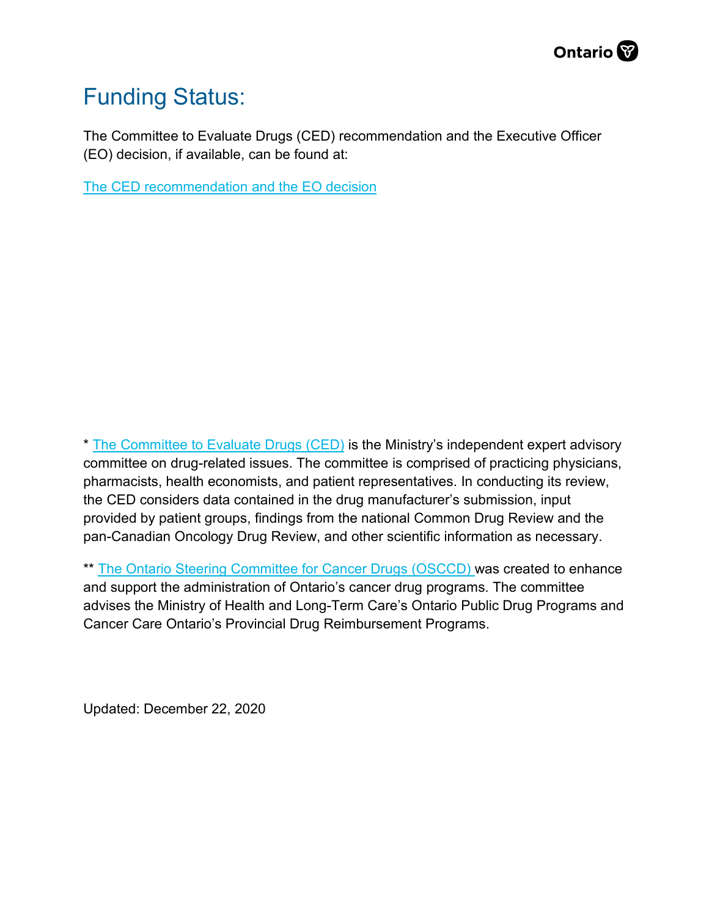# Funding Status:

The Committee to Evaluate Drugs (CED) recommendation and the Executive Officer (EO) decision, if available, can be found at:

The CED recommendation and the EO decision

* The Committee to Evaluate Drugs (CED) is the Ministry's independent expert advisory committee on drug-related issues. The committee is comprised of practicing physicians, pharmacists, health economists, and patient representatives. In conducting its review, the CED considers data contained in the drug manufacturer's submission, input provided by patient groups, findings from the national Common Drug Review and the pan-Canadian Oncology Drug Review, and other scientific information as necessary.

** The Ontario Steering Committee for Cancer Drugs (OSCCD) was created to enhance and support the administration of Ontario's cancer drug programs. The committee advises the Ministry of Health and Long-Term Care's Ontario Public Drug Programs and Cancer Care Ontario's Provincial Drug Reimbursement Programs.

Updated: December 22, 2020